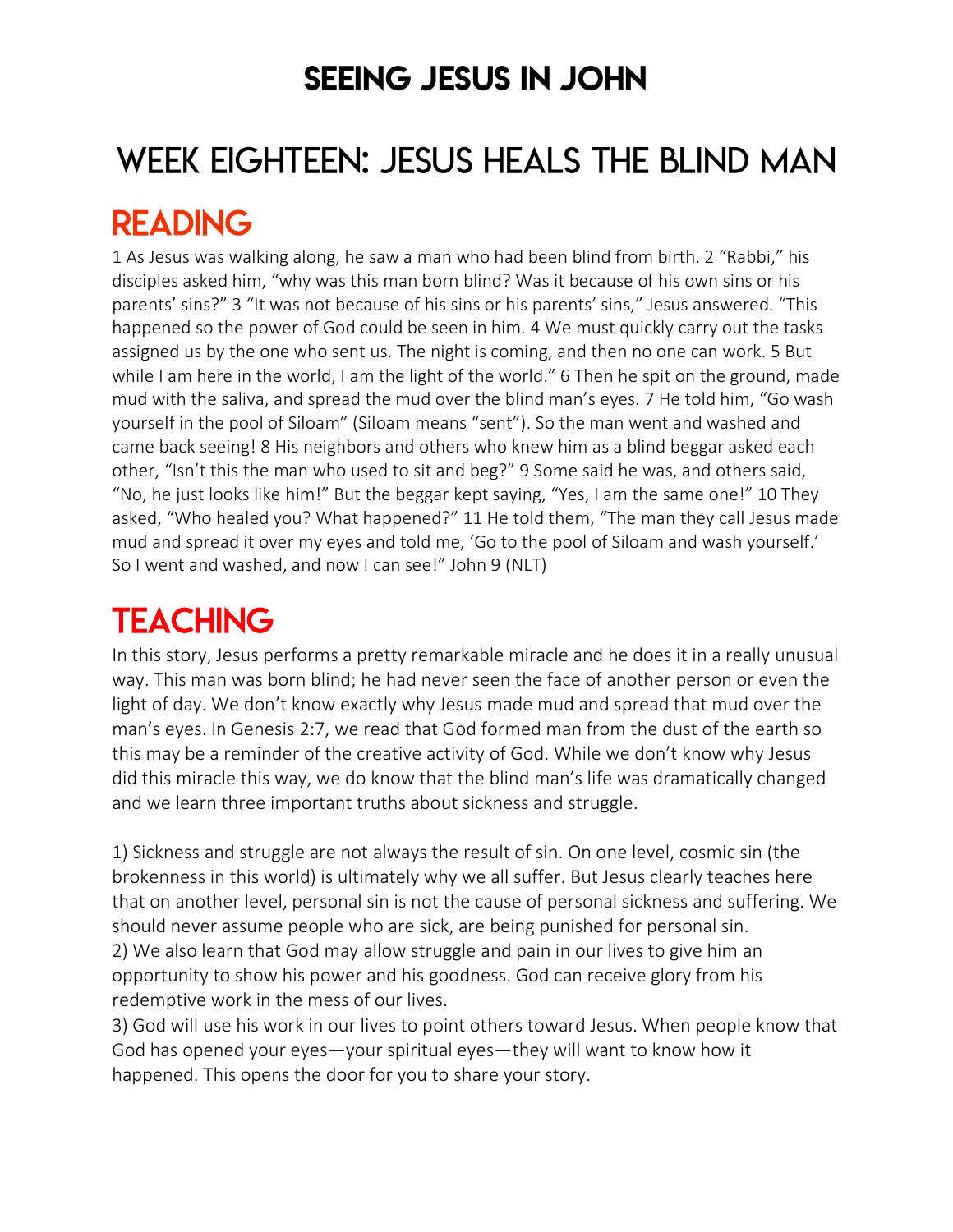# SEEING JESUS IN JOHN

# WEEK EIGHTEEN: JESUS HEALS THE BLIND MAN

## READING

1 As Jesus was walking along, he saw a man who had been blind from birth. 2 "Rabbi," his disciples asked him, "why was this man born blind? Was it because of his own sins or his parents' sins?" 3 "It was not because of his sins or his parents' sins," Jesus answered. "This happened so the power of God could be seen in him. 4 We must quickly carry out the tasks assigned us by the one who sent us. The night is coming, and then no one can work. 5 But while I am here in the world, I am the light of the world." 6 Then he spit on the ground, made mud with the saliva, and spread the mud over the blind man's eyes. 7 He told him, "Go wash yourself in the pool of Siloam" (Siloam means "sent"). So the man went and washed and came back seeing! 8 His neighbors and others who knew him as a blind beggar asked each other, "Isn't this the man who used to sit and beg?" 9 Some said he was, and others said, "No, he just looks like him!" But the beggar kept saying, "Yes, I am the same one!" 10 They asked, "Who healed you? What happened?" 11 He told them, "The man they call Jesus made mud and spread it over my eyes and told me, 'Go to the pool of Siloam and wash yourself.' So I went and washed, and now I can see!" John 9 (NLT)

## TEACHING

In this story, Jesus performs a pretty remarkable miracle and he does it in a really unusual way. This man was born blind; he had never seen the face of another person or even the light of day. We don't know exactly why Jesus made mud and spread that mud over the man's eyes. In Genesis 2:7, we read that God formed man from the dust of the earth so this may be a reminder of the creative activity of God. While we don't know why Jesus did this miracle this way, we do know that the blind man's life was dramatically changed and we learn three important truths about sickness and struggle.

1) Sickness and struggle are not always the result of sin. On one level, cosmic sin (the brokenness in this world) is ultimately why we all suffer. But Jesus clearly teaches here that on another level, personal sin is not the cause of personal sickness and suffering. We should never assume people who are sick, are being punished for personal sin.
2) We also learn that God may allow struggle and pain in our lives to give him an opportunity to show his power and his goodness. God can receive glory from his redemptive work in the mess of our lives.
3) God will use his work in our lives to point others toward Jesus. When people know that God has opened your eyes—your spiritual eyes—they will want to know how it happened. This opens the door for you to share your story.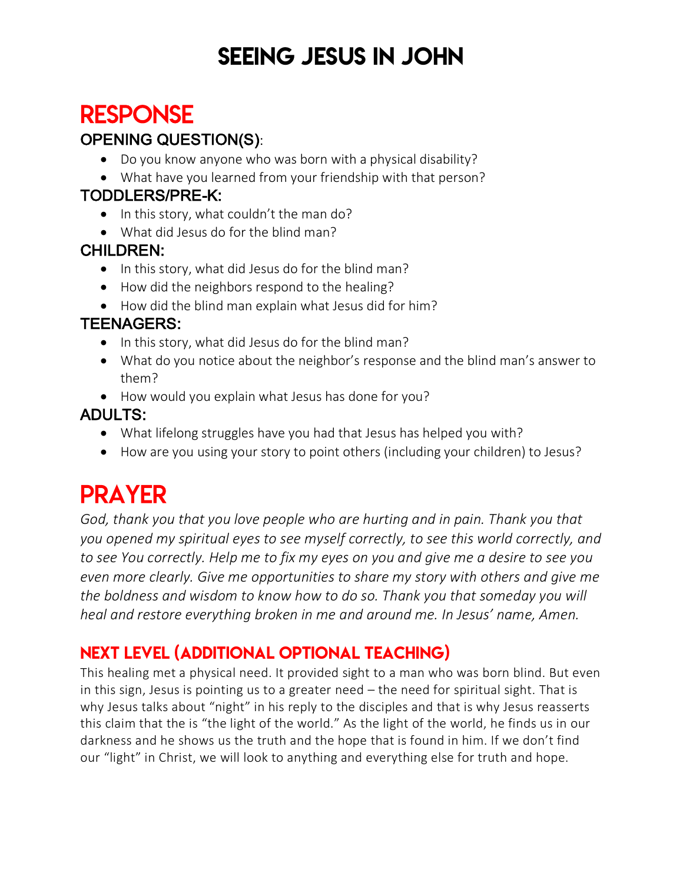# SEEING JESUS IN JOHN

## RESPONSE

### OPENING QUESTION(S):

- Do you know anyone who was born with a physical disability?
- What have you learned from your friendship with that person?

### TODDLERS/PRE-K:

- In this story, what couldn't the man do?
- What did Jesus do for the blind man?

### CHILDREN:

- In this story, what did Jesus do for the blind man?
- How did the neighbors respond to the healing?
- How did the blind man explain what Jesus did for him?

### TEENAGERS:

- In this story, what did Jesus do for the blind man?
- What do you notice about the neighbor's response and the blind man's answer to them?
- How would you explain what Jesus has done for you?

### ADULTS:

- What lifelong struggles have you had that Jesus has helped you with?
- How are you using your story to point others (including your children) to Jesus?

## PRAYER

*God, thank you that you love people who are hurting and in pain. Thank you that you opened my spiritual eyes to see myself correctly, to see this world correctly, and to see You correctly. Help me to fix my eyes on you and give me a desire to see you even more clearly. Give me opportunities to share my story with others and give me the boldness and wisdom to know how to do so. Thank you that someday you will heal and restore everything broken in me and around me. In Jesus' name, Amen.*

### NEXT LEVEL (ADDITIONAL OPTIONAL TEACHING)

This healing met a physical need. It provided sight to a man who was born blind. But even in this sign, Jesus is pointing us to a greater need – the need for spiritual sight. That is why Jesus talks about "night" in his reply to the disciples and that is why Jesus reasserts this claim that the is "the light of the world." As the light of the world, he finds us in our darkness and he shows us the truth and the hope that is found in him. If we don't find our "light" in Christ, we will look to anything and everything else for truth and hope.